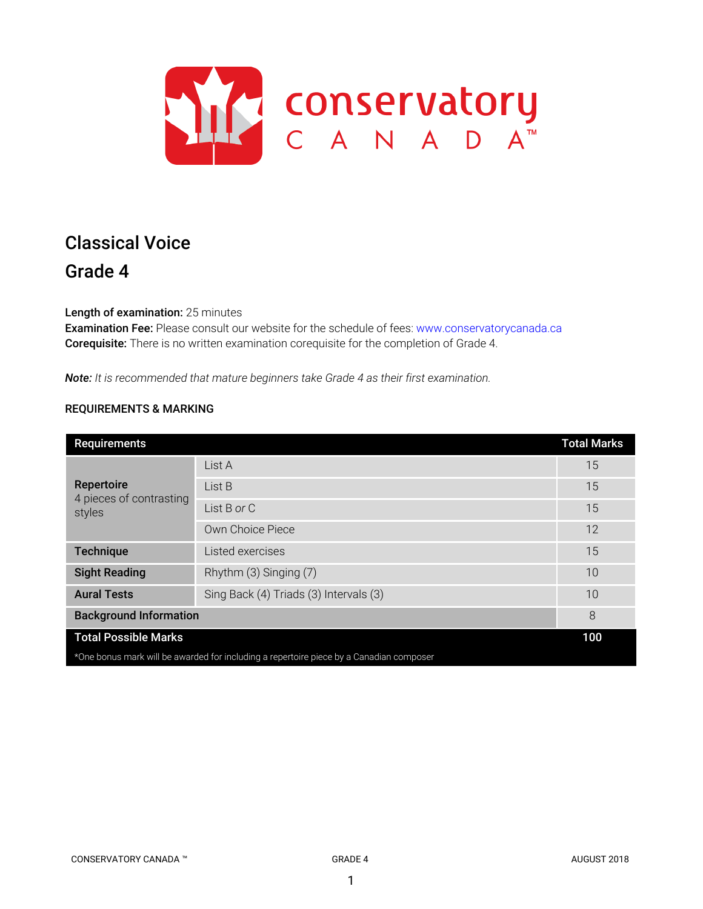# Classical Voice

## Grade 4

**Length of examination:** 25 minutes
**Examination Fee:** Please consult our website for the schedule of fees: www.conservatorycanada.ca
**Corequisite:** There is no written examination corequisite for the completion of Grade 4.

***Note:*** *It is recommended that mature beginners take Grade 4 as their first examination.*

### REQUIREMENTS & MARKING

| Requirements | | Total Marks |
|---|---|---|
| **Repertoire** 4 pieces of contrasting styles | List A | 15 |
| | List B | 15 |
| | List B *or* C | 15 |
| | Own Choice Piece | 12 |
| **Technique** | Listed exercises | 15 |
| **Sight Reading** | Rhythm (3) Singing (7) | 10 |
| **Aural Tests** | Sing Back (4) Triads (3) Intervals (3) | 10 |
| **Background Information** | | 8 |
| **Total Possible Marks** | | **100** |

*One bonus mark will be awarded for including a repertoire piece by a Canadian composer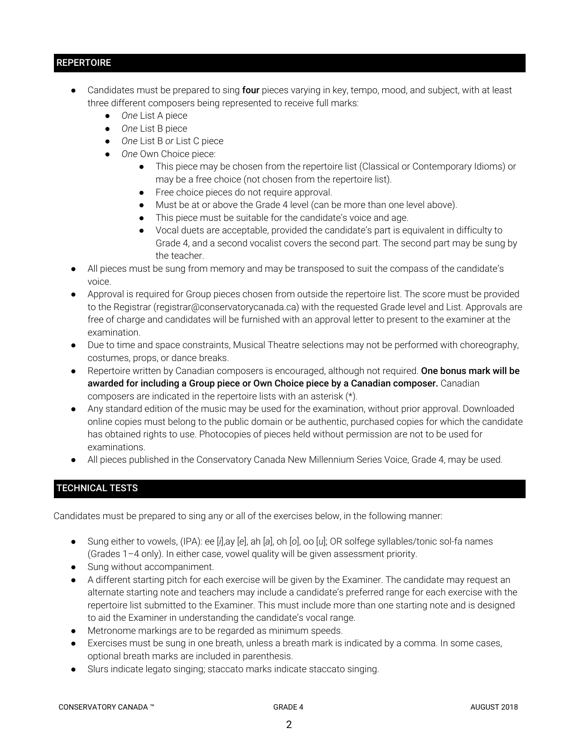## REPERTOIRE

- Candidates must be prepared to sing **four** pieces varying in key, tempo, mood, and subject, with at least three different composers being represented to receive full marks:
    - *One* List A piece
    - *One* List B piece
    - *One* List B *or* List C piece
    - *One* Own Choice piece:
        - This piece may be chosen from the repertoire list (Classical or Contemporary Idioms) or may be a free choice (not chosen from the repertoire list).
        - Free choice pieces do not require approval.
        - Must be at or above the Grade 4 level (can be more than one level above).
        - This piece must be suitable for the candidate's voice and age.
        - Vocal duets are acceptable, provided the candidate's part is equivalent in difficulty to Grade 4, and a second vocalist covers the second part. The second part may be sung by the teacher.
- All pieces must be sung from memory and may be transposed to suit the compass of the candidate's voice.
- Approval is required for Group pieces chosen from outside the repertoire list. The score must be provided to the Registrar (registrar@conservatorycanada.ca) with the requested Grade level and List. Approvals are free of charge and candidates will be furnished with an approval letter to present to the examiner at the examination.
- Due to time and space constraints, Musical Theatre selections may not be performed with choreography, costumes, props, or dance breaks.
- Repertoire written by Canadian composers is encouraged, although not required. **One bonus mark will be awarded for including a Group piece or Own Choice piece by a Canadian composer.** Canadian composers are indicated in the repertoire lists with an asterisk (*).
- Any standard edition of the music may be used for the examination, without prior approval. Downloaded online copies must belong to the public domain or be authentic, purchased copies for which the candidate has obtained rights to use. Photocopies of pieces held without permission are not to be used for examinations.
- All pieces published in the Conservatory Canada New Millennium Series Voice, Grade 4, may be used.

## TECHNICAL TESTS

Candidates must be prepared to sing any or all of the exercises below, in the following manner:

- Sung either to vowels, (IPA): ee [*i*],ay [*e*], ah [*a*], oh [*o*], oo [*u*]; OR solfege syllables/tonic sol-fa names (Grades 1–4 only). In either case, vowel quality will be given assessment priority.
- Sung without accompaniment.
- A different starting pitch for each exercise will be given by the Examiner. The candidate may request an alternate starting note and teachers may include a candidate's preferred range for each exercise with the repertoire list submitted to the Examiner. This must include more than one starting note and is designed to aid the Examiner in understanding the candidate's vocal range.
- Metronome markings are to be regarded as minimum speeds.
- Exercises must be sung in one breath, unless a breath mark is indicated by a comma. In some cases, optional breath marks are included in parenthesis.
- Slurs indicate legato singing; staccato marks indicate staccato singing.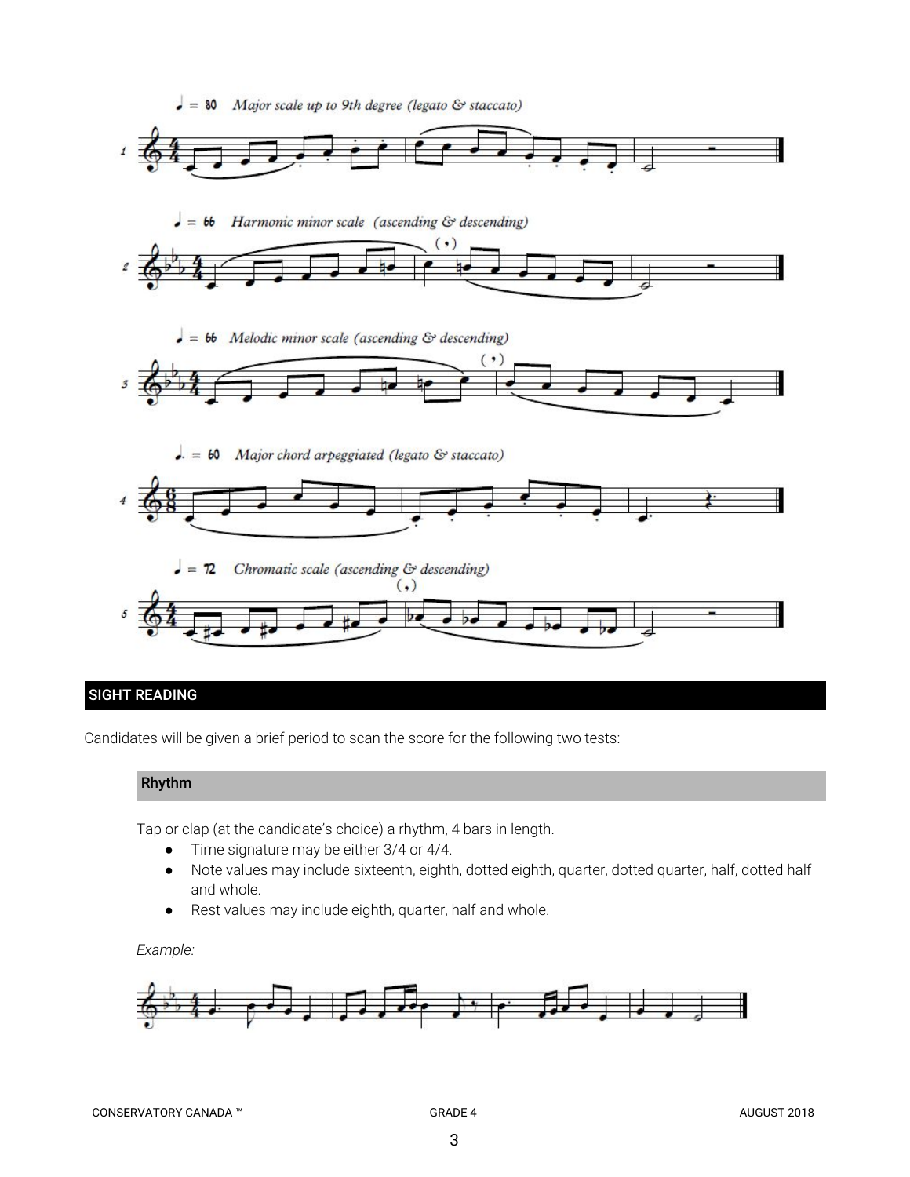♩ = 80 *Major scale up to 9th degree (legato & staccato)*

♩ = 66 *Harmonic minor scale (ascending & descending)*

♩ = 66 *Melodic minor scale (ascending & descending)*

♩. = 60 *Major chord arpeggiated (legato & staccato)*

♩ = 72 *Chromatic scale (ascending & descending)*

## SIGHT READING

Candidates will be given a brief period to scan the score for the following two tests:

### Rhythm

Tap or clap (at the candidate's choice) a rhythm, 4 bars in length.

- Time signature may be either 3/4 or 4/4.
- Note values may include sixteenth, eighth, dotted eighth, quarter, dotted quarter, half, dotted half and whole.
- Rest values may include eighth, quarter, half and whole.

*Example:*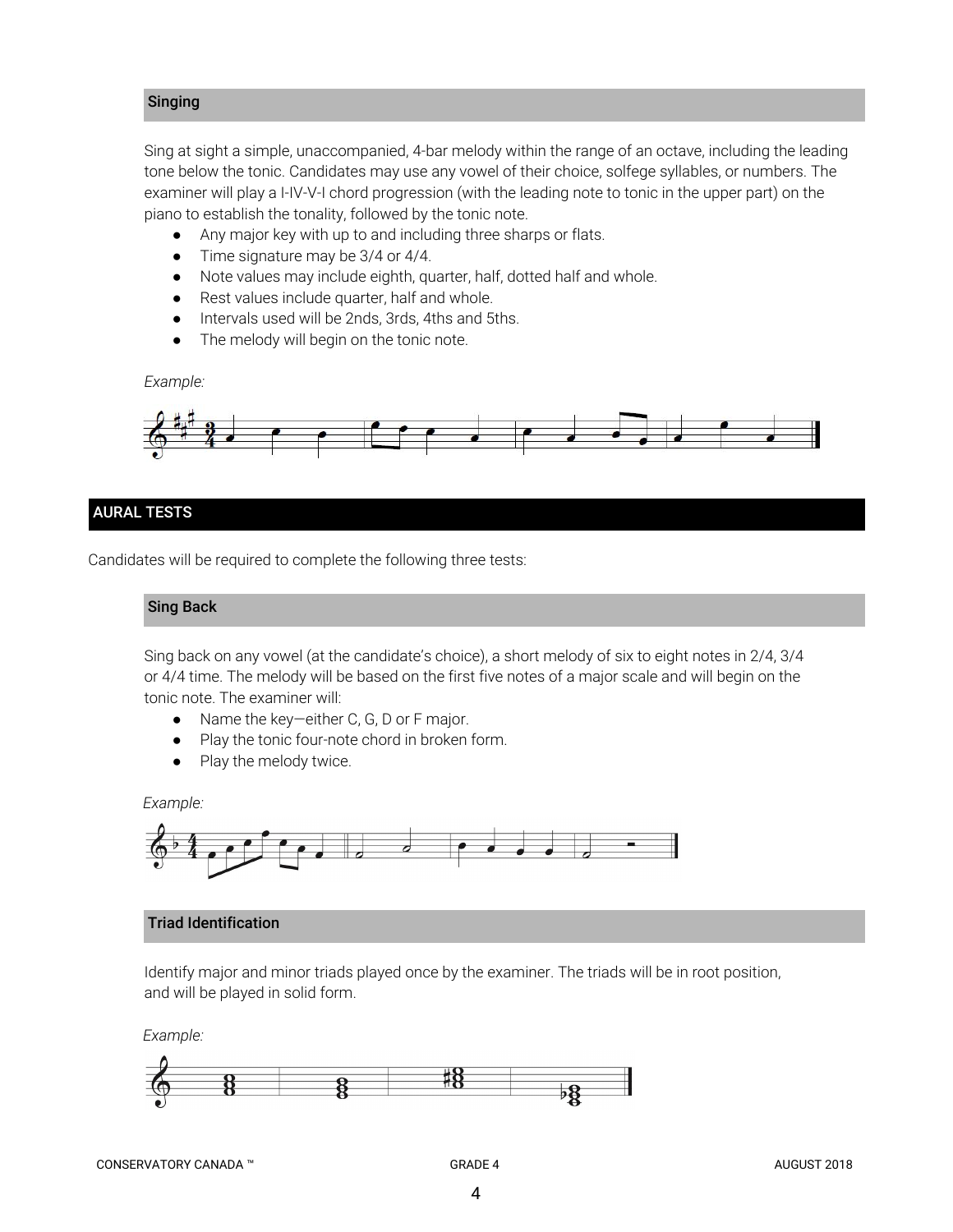### Singing

Sing at sight a simple, unaccompanied, 4-bar melody within the range of an octave, including the leading tone below the tonic. Candidates may use any vowel of their choice, solfege syllables, or numbers. The examiner will play a I-IV-V-I chord progression (with the leading note to tonic in the upper part) on the piano to establish the tonality, followed by the tonic note.

- Any major key with up to and including three sharps or flats.
- Time signature may be 3/4 or 4/4.
- Note values may include eighth, quarter, half, dotted half and whole.
- Rest values include quarter, half and whole.
- Intervals used will be 2nds, 3rds, 4ths and 5ths.
- The melody will begin on the tonic note.

*Example:*

## AURAL TESTS

Candidates will be required to complete the following three tests:

### Sing Back

Sing back on any vowel (at the candidate's choice), a short melody of six to eight notes in 2/4, 3/4 or 4/4 time. The melody will be based on the first five notes of a major scale and will begin on the tonic note. The examiner will:

- Name the key—either C, G, D or F major.
- Play the tonic four-note chord in broken form.
- Play the melody twice.

*Example:*

### Triad Identification

Identify major and minor triads played once by the examiner. The triads will be in root position, and will be played in solid form.

*Example:*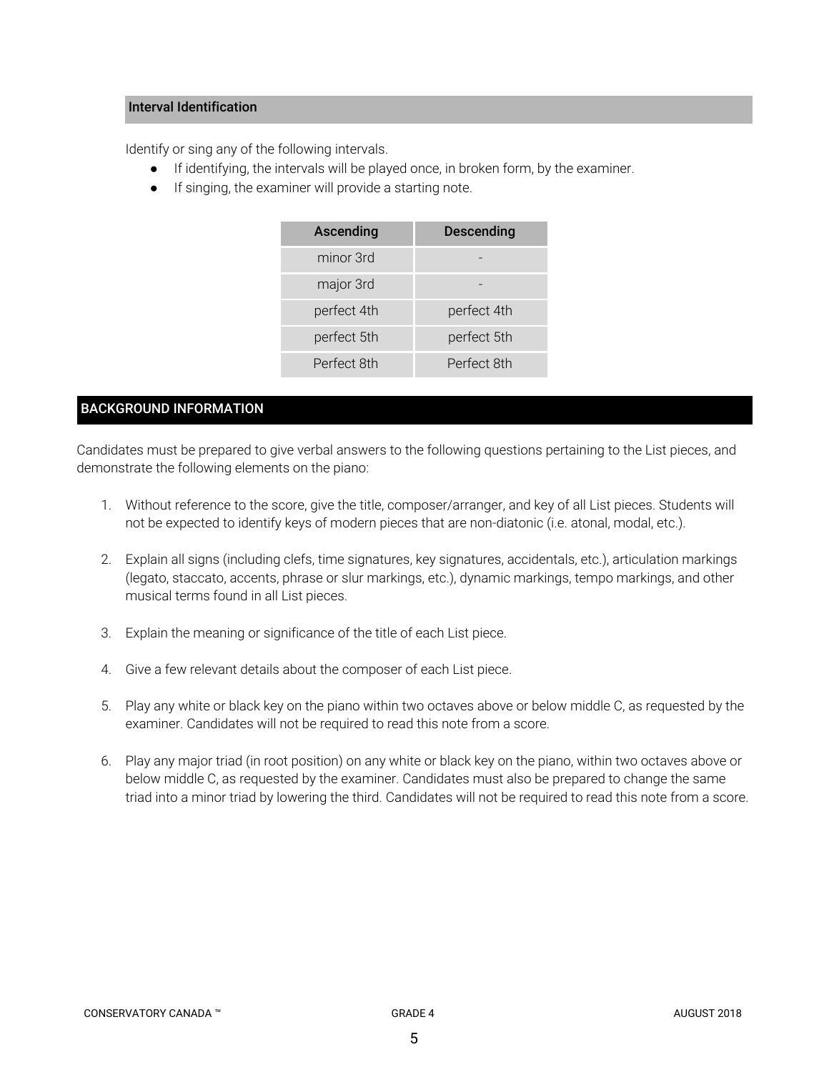### Interval Identification

Identify or sing any of the following intervals.

- If identifying, the intervals will be played once, in broken form, by the examiner.
- If singing, the examiner will provide a starting note.

| Ascending | Descending |
|---|---|
| minor 3rd | - |
| major 3rd | - |
| perfect 4th | perfect 4th |
| perfect 5th | perfect 5th |
| Perfect 8th | Perfect 8th |

## BACKGROUND INFORMATION

Candidates must be prepared to give verbal answers to the following questions pertaining to the List pieces, and demonstrate the following elements on the piano:

1. Without reference to the score, give the title, composer/arranger, and key of all List pieces. Students will not be expected to identify keys of modern pieces that are non-diatonic (i.e. atonal, modal, etc.).

2. Explain all signs (including clefs, time signatures, key signatures, accidentals, etc.), articulation markings (legato, staccato, accents, phrase or slur markings, etc.), dynamic markings, tempo markings, and other musical terms found in all List pieces.

3. Explain the meaning or significance of the title of each List piece.

4. Give a few relevant details about the composer of each List piece.

5. Play any white or black key on the piano within two octaves above or below middle C, as requested by the examiner. Candidates will not be required to read this note from a score.

6. Play any major triad (in root position) on any white or black key on the piano, within two octaves above or below middle C, as requested by the examiner. Candidates must also be prepared to change the same triad into a minor triad by lowering the third. Candidates will not be required to read this note from a score.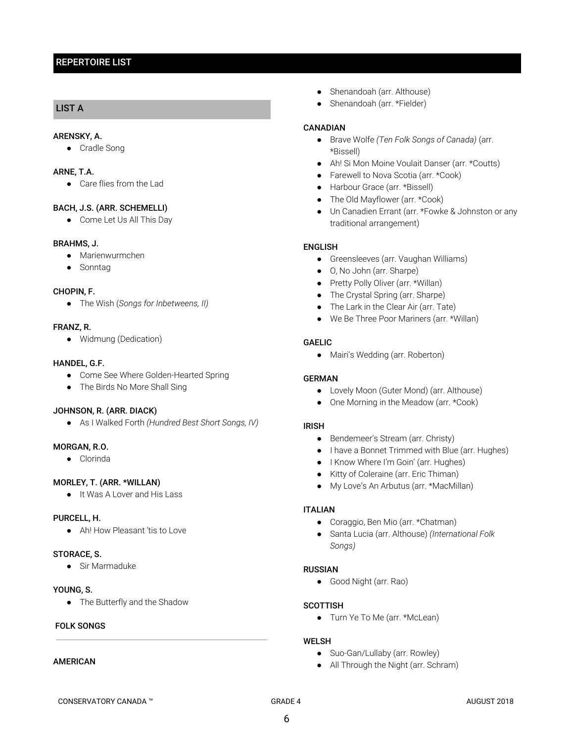## REPERTOIRE LIST

### LIST A

**ARENSKY, A.**
- Cradle Song

**ARNE, T.A.**
- Care flies from the Lad

**BACH, J.S. (ARR. SCHEMELLI)**
- Come Let Us All This Day

**BRAHMS, J.**
- Marienwurmchen
- Sonntag

**CHOPIN, F.**
- The Wish (*Songs for Inbetweens, II)*

**FRANZ, R.**
- Widmung (Dedication)

**HANDEL, G.F.**
- Come See Where Golden-Hearted Spring
- The Birds No More Shall Sing

**JOHNSON, R. (ARR. DIACK)**
- As I Walked Forth *(Hundred Best Short Songs, IV)*

**MORGAN, R.O.**
- Clorinda

**MORLEY, T. (ARR. *WILLAN)**
- It Was A Lover and His Lass

**PURCELL, H.**
- Ah! How Pleasant 'tis to Love

**STORACE, S.**
- Sir Marmaduke

**YOUNG, S.**
- The Butterfly and the Shadow

#### FOLK SONGS

---

**AMERICAN**
- Shenandoah (arr. Althouse)
- Shenandoah (arr. *Fielder)

**CANADIAN**
- Brave Wolfe *(Ten Folk Songs of Canada)* (arr. *Bissell)
- Ah! Si Mon Moine Voulait Danser (arr. *Coutts)
- Farewell to Nova Scotia (arr. *Cook)
- Harbour Grace (arr. *Bissell)
- The Old Mayflower (arr. *Cook)
- Un Canadien Errant (arr. *Fowke & Johnston or any traditional arrangement)

**ENGLISH**
- Greensleeves (arr. Vaughan Williams)
- O, No John (arr. Sharpe)
- Pretty Polly Oliver (arr. *Willan)
- The Crystal Spring (arr. Sharpe)
- The Lark in the Clear Air (arr. Tate)
- We Be Three Poor Mariners (arr. *Willan)

**GAELIC**
- Mairi's Wedding (arr. Roberton)

**GERMAN**
- Lovely Moon (Guter Mond) (arr. Althouse)
- One Morning in the Meadow (arr. *Cook)

**IRISH**
- Bendemeer's Stream (arr. Christy)
- I have a Bonnet Trimmed with Blue (arr. Hughes)
- I Know Where I'm Goin' (arr. Hughes)
- Kitty of Coleraine (arr. Eric Thiman)
- My Love's An Arbutus (arr. *MacMillan)

**ITALIAN**
- Coraggio, Ben Mio (arr. *Chatman)
- Santa Lucia (arr. Althouse) *(International Folk Songs)*

**RUSSIAN**
- Good Night (arr. Rao)

**SCOTTISH**
- Turn Ye To Me (arr. *McLean)

**WELSH**
- Suo-Gan/Lullaby (arr. Rowley)
- All Through the Night (arr. Schram)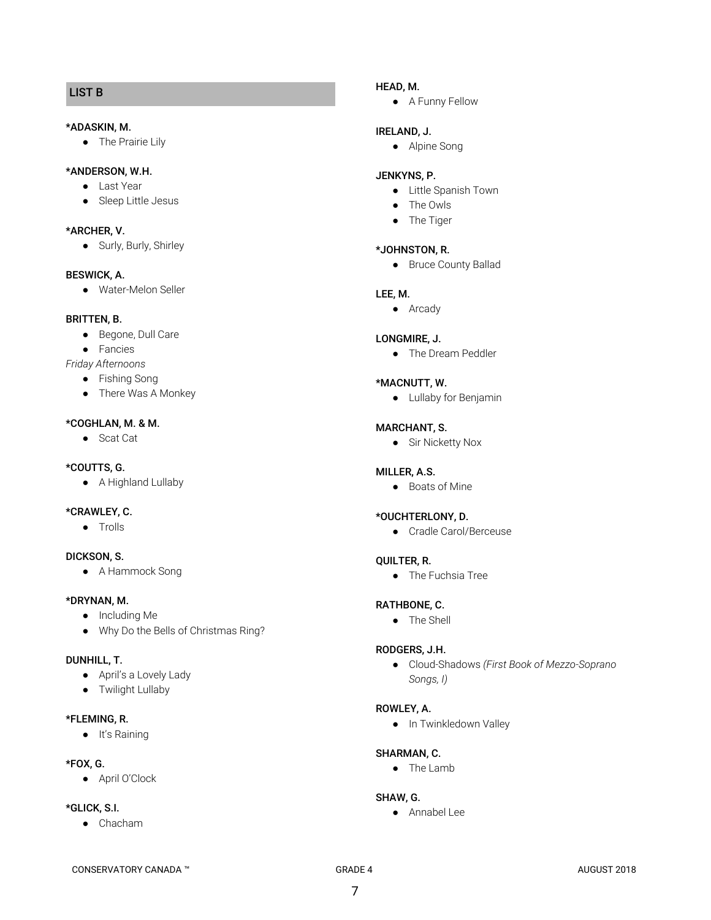## LIST B

**\*ADASKIN, M.**
- The Prairie Lily

**\*ANDERSON, W.H.**
- Last Year
- Sleep Little Jesus

**\*ARCHER, V.**
- Surly, Burly, Shirley

**BESWICK, A.**
- Water-Melon Seller

**BRITTEN, B.**
- Begone, Dull Care
- Fancies

*Friday Afternoons*
- Fishing Song
- There Was A Monkey

**\*COGHLAN, M. & M.**
- Scat Cat

**\*COUTTS, G.**
- A Highland Lullaby

**\*CRAWLEY, C.**
- Trolls

**DICKSON, S.**
- A Hammock Song

**\*DRYNAN, M.**
- Including Me
- Why Do the Bells of Christmas Ring?

**DUNHILL, T.**
- April's a Lovely Lady
- Twilight Lullaby

**\*FLEMING, R.**
- It's Raining

**\*FOX, G.**
- April O'Clock

**\*GLICK, S.I.**
- Chacham

**HEAD, M.**
- A Funny Fellow

**IRELAND, J.**
- Alpine Song

**JENKYNS, P.**
- Little Spanish Town
- The Owls
- The Tiger

**\*JOHNSTON, R.**
- Bruce County Ballad

**LEE, M.**
- Arcady

**LONGMIRE, J.**
- The Dream Peddler

**\*MACNUTT, W.**
- Lullaby for Benjamin

**MARCHANT, S.**
- Sir Nicketty Nox

**MILLER, A.S.**
- Boats of Mine

**\*OUCHTERLONY, D.**
- Cradle Carol/Berceuse

**QUILTER, R.**
- The Fuchsia Tree

**RATHBONE, C.**
- The Shell

**RODGERS, J.H.**
- Cloud-Shadows *(First Book of Mezzo-Soprano Songs, I)*

**ROWLEY, A.**
- In Twinkledown Valley

**SHARMAN, C.**
- The Lamb

**SHAW, G.**
- Annabel Lee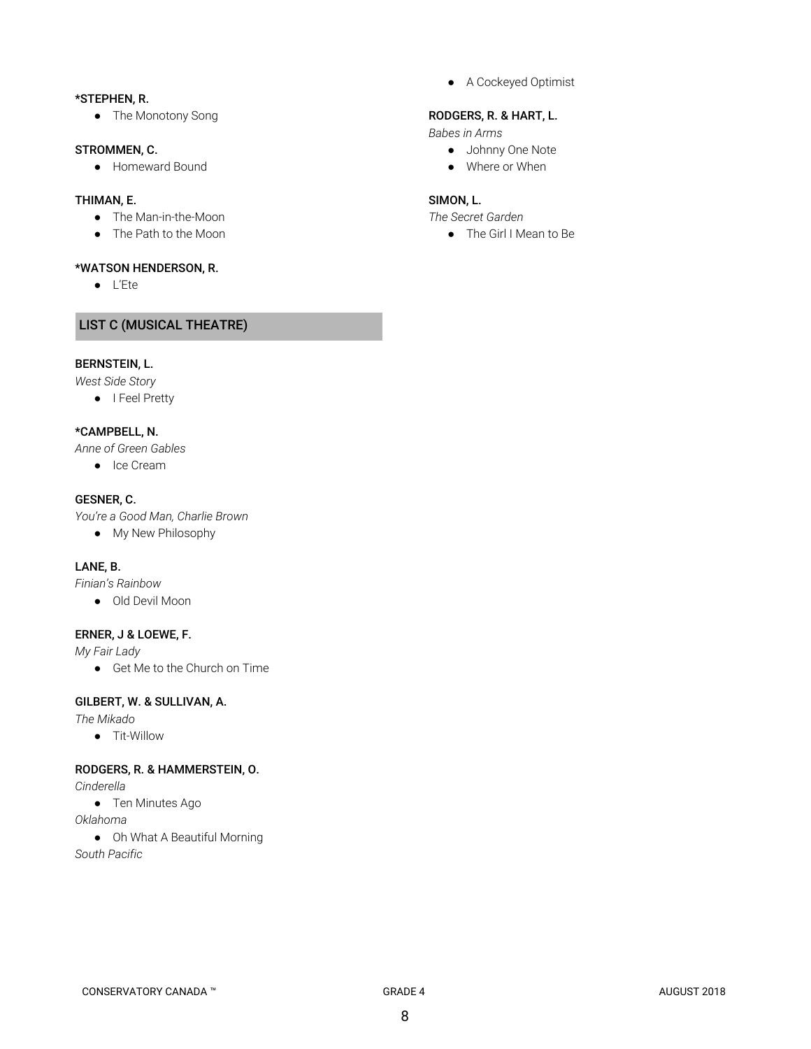**\*STEPHEN, R.**

- The Monotony Song

**STROMMEN, C.**

- Homeward Bound

**THIMAN, E.**

- The Man-in-the-Moon
- The Path to the Moon

**\*WATSON HENDERSON, R.**

- L'Ete

## LIST C (MUSICAL THEATRE)

**BERNSTEIN, L.**

*West Side Story*

- I Feel Pretty

**\*CAMPBELL, N.**

*Anne of Green Gables*

- Ice Cream

**GESNER, C.**

*You're a Good Man, Charlie Brown*

- My New Philosophy

**LANE, B.**

*Finian's Rainbow*

- Old Devil Moon

**ERNER, J & LOEWE, F.**

*My Fair Lady*

- Get Me to the Church on Time

**GILBERT, W. & SULLIVAN, A.**

*The Mikado*

- Tit-Willow

**RODGERS, R. & HAMMERSTEIN, O.**

*Cinderella*

- Ten Minutes Ago

*Oklahoma*

- Oh What A Beautiful Morning

*South Pacific*

- A Cockeyed Optimist

**RODGERS, R. & HART, L.**

*Babes in Arms*

- Johnny One Note
- Where or When

**SIMON, L.**

*The Secret Garden*

- The Girl I Mean to Be